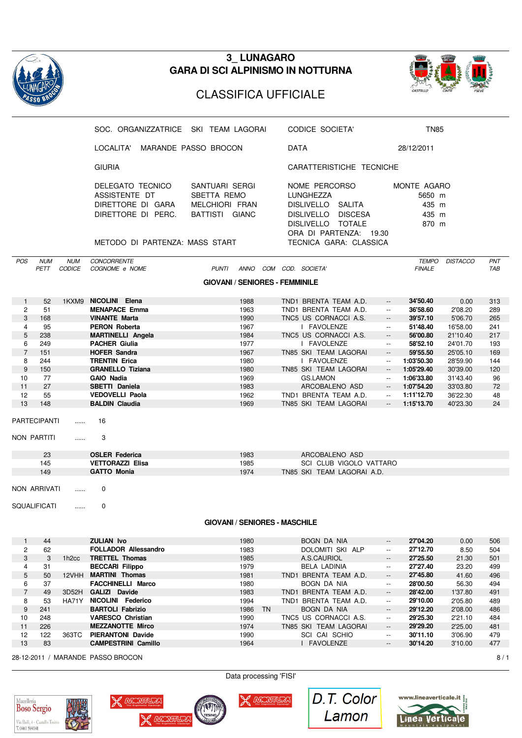# 3_ LUNAGARO

## GARA DI SCI ALPINISMO IN NOTTURNA

## CLASSIFICA UFFICIALE

| | | | |
|---|---|---|---|
| SOC. ORGANIZZATRICE | SKI TEAM LAGORAI | CODICE SOCIETA' | TN85 |
| LOCALITA' | MARANDE PASSO BROCON | DATA | 28/12/2011 |
| GIURIA | | CARATTERISTICHE TECNICHE | |
| DELEGATO TECNICO | SANTUARI SERGI | NOME PERCORSO | MONTE AGARO |
| ASSISTENTE DT | SBETTA REMO | LUNGHEZZA | 5650 m |
| DIRETTORE DI GARA | MELCHIORI FRAN | DISLIVELLO SALITA | 435 m |
| DIRETTORE DI PERC. | BATTISTI GIANC | DISLIVELLO DISCESA | 435 m |
| | | DISLIVELLO TOTALE | 870 m |
| | | ORA DI PARTENZA: | 19.30 |
| METODO DI PARTENZA: MASS START | | TECNICA GARA: CLASSICA | |

### GIOVANI / SENIORES - FEMMINILE

| POS | NUM PETT | NUM CODICE | CONCORRENTE COGNOME e NOME | PUNTI | ANNO | COM | COD. | SOCIETA' | | TEMPO FINALE | DISTACCO | PNT TAB |
|---|---|---|---|---|---|---|---|---|---|---|---|---|
| 1 | 52 | 1KXM9 | **NICOLINI Elena** | | 1988 | | TND1 | BRENTA TEAM A.D. | -- | **34'50.40** | 0.00 | 313 |
| 2 | 51 | | **MENAPACE Emma** | | 1963 | | TND1 | BRENTA TEAM A.D. | -- | **36'58.60** | 2'08.20 | 289 |
| 3 | 168 | | **VINANTE Marta** | | 1990 | | TNC5 | US CORNACCI A.S. | -- | **39'57.10** | 5'06.70 | 265 |
| 4 | 95 | | **PERON Roberta** | | 1967 | | | I FAVOLENZE | -- | **51'48.40** | 16'58.00 | 241 |
| 5 | 238 | | **MARTINELLI Angela** | | 1984 | | TNC5 | US CORNACCI A.S. | -- | **56'00.80** | 21'10.40 | 217 |
| 6 | 249 | | **PACHER Giulia** | | 1977 | | | I FAVOLENZE | -- | **58'52.10** | 24'01.70 | 193 |
| 7 | 151 | | **HOFER Sandra** | | 1967 | | TN85 | SKI TEAM LAGORAI | -- | **59'55.50** | 25'05.10 | 169 |
| 8 | 244 | | **TRENTIN Erica** | | 1980 | | | I FAVOLENZE | -- | **1:03'50.30** | 28'59.90 | 144 |
| 9 | 150 | | **GRANELLO Tiziana** | | 1980 | | TN85 | SKI TEAM LAGORAI | -- | **1:05'29.40** | 30'39.00 | 120 |
| 10 | 77 | | **GAIO Nadia** | | 1969 | | | GS.LAMON | -- | **1:06'33.80** | 31'43.40 | 96 |
| 11 | 27 | | **SBETTI Daniela** | | 1983 | | | ARCOBALENO ASD | -- | **1:07'54.20** | 33'03.80 | 72 |
| 12 | 55 | | **VEDOVELLI Paola** | | 1962 | | TND1 | BRENTA TEAM A.D. | -- | **1:11'12.70** | 36'22.30 | 48 |
| 13 | 148 | | **BALDIN Claudia** | | 1969 | | TN85 | SKI TEAM LAGORAI | -- | **1:15'13.70** | 40'23.30 | 24 |

PARTECIPANTI ...... 16

NON PARTITI ...... 3

| NUM PETT | CONCORRENTE | ANNO | COD. | SOCIETA' |
|---|---|---|---|---|
| 23 | **OSLER Federica** | 1983 | | ARCOBALENO ASD |
| 145 | **VETTORAZZI Elisa** | 1985 | | SCI CLUB VIGOLO VATTARO |
| 149 | **GATTO Monia** | 1974 | TN85 | SKI TEAM LAGORAI A.D. |

NON ARRIVATI ...... 0

SQUALIFICATI ...... 0

### GIOVANI / SENIORES - MASCHILE

| POS | NUM PETT | NUM CODICE | CONCORRENTE COGNOME e NOME | PUNTI | ANNO | COM | COD. | SOCIETA' | | TEMPO FINALE | DISTACCO | PNT TAB |
|---|---|---|---|---|---|---|---|---|---|---|---|---|
| 1 | 44 | | **ZULIAN Ivo** | | 1980 | | | BOGN DA NIA | -- | **27'04.20** | 0.00 | 506 |
| 2 | 62 | | **FOLLADOR Allessandro** | | 1983 | | | DOLOMITI SKI ALP | -- | **27'12.70** | 8.50 | 504 |
| 3 | 3 | 1h2cc | **TRETTEL Thomas** | | 1985 | | | A.S.CAURIOL | -- | **27'25.50** | 21.30 | 501 |
| 4 | 31 | | **BECCARI Filippo** | | 1979 | | | BELA LADINIA | -- | **27'27.40** | 23.20 | 499 |
| 5 | 50 | 12VHH | **MARTINI Thomas** | | 1981 | | TND1 | BRENTA TEAM A.D. | -- | **27'45.80** | 41.60 | 496 |
| 6 | 37 | | **FACCHINELLI Marco** | | 1980 | | | BOGN DA NIA | -- | **28'00.50** | 56.30 | 494 |
| 7 | 49 | 3D52H | **GALIZI Davide** | | 1983 | | TND1 | BRENTA TEAM A.D. | -- | **28'42.00** | 1'37.80 | 491 |
| 8 | 53 | HA71Y | **NICOLINI Federico** | | 1994 | | TND1 | BRENTA TEAM A.D. | -- | **29'10.00** | 2'05.80 | 489 |
| 9 | 241 | | **BARTOLI Fabrizio** | | 1986 | TN | | BOGN DA NIA | -- | **29'12.20** | 2'08.00 | 486 |
| 10 | 248 | | **VARESCO Christian** | | 1990 | | TNC5 | US CORNACCI A.S. | -- | **29'25.30** | 2'21.10 | 484 |
| 11 | 226 | | **MEZZANOTTE Mirco** | | 1974 | | TN85 | SKI TEAM LAGORAI | -- | **29'29.20** | 2'25.00 | 481 |
| 12 | 122 | 363TC | **PIERANTONI Davide** | | 1990 | | | SCI CAI SCHIO | -- | **30'11.10** | 3'06.90 | 479 |
| 13 | 83 | | **CAMPESTRINI Camillo** | | 1964 | | | I FAVOLENZE | -- | **30'14.20** | 3'10.00 | 477 |

28-12-2011 / MARANDE PASSO BROCON

Data processing 'FISI'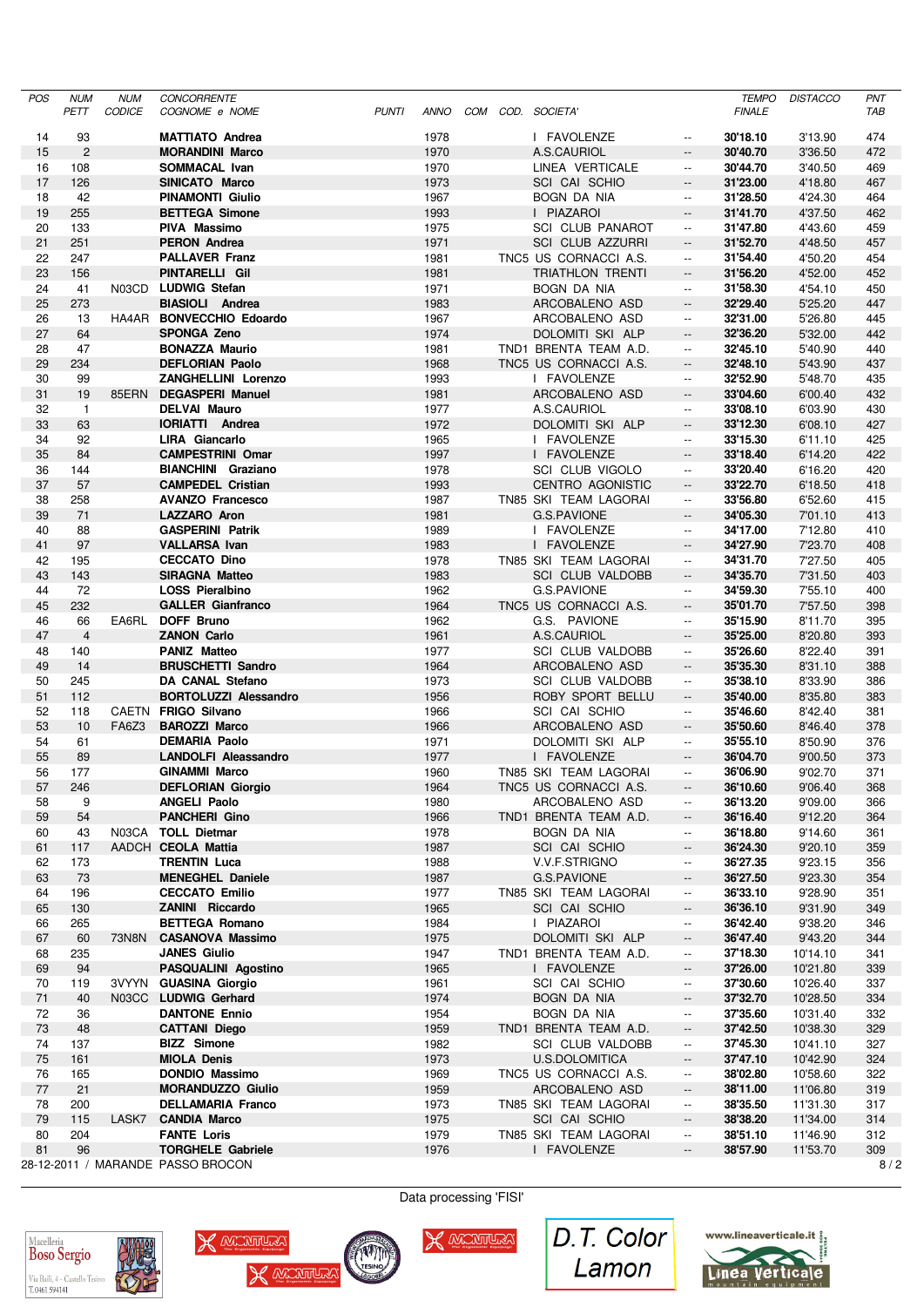| POS | NUM PETT | NUM CODICE | CONCORRENTE COGNOME e NOME | PUNTI | ANNO | COM | COD. | SOCIETA' | | TEMPO FINALE | DISTACCO | PNT TAB |
|---|---|---|---|---|---|---|---|---|---|---|---|---|
| 14 | 93 | | **MATTIATO Andrea** | | 1978 | | | I FAVOLENZE | -- | **30'18.10** | 3'13.90 | 474 |
| 15 | 2 | | **MORANDINI Marco** | | 1970 | | | A.S.CAURIOL | -- | **30'40.70** | 3'36.50 | 472 |
| 16 | 108 | | **SOMMACAL Ivan** | | 1970 | | | LINEA VERTICALE | -- | **30'44.70** | 3'40.50 | 469 |
| 17 | 126 | | **SINICATO Marco** | | 1973 | | | SCI CAI SCHIO | -- | **31'23.00** | 4'18.80 | 467 |
| 18 | 42 | | **PINAMONTI Giulio** | | 1967 | | | BOGN DA NIA | -- | **31'28.50** | 4'24.30 | 464 |
| 19 | 255 | | **BETTEGA Simone** | | 1993 | | | I PIAZAROI | -- | **31'41.70** | 4'37.50 | 462 |
| 20 | 133 | | **PIVA Massimo** | | 1975 | | | SCI CLUB PANAROT | -- | **31'47.80** | 4'43.60 | 459 |
| 21 | 251 | | **PERON Andrea** | | 1971 | | | SCI CLUB AZZURRI | -- | **31'52.70** | 4'48.50 | 457 |
| 22 | 247 | | **PALLAVER Franz** | | 1981 | | TNC5 | US CORNACCI A.S. | -- | **31'54.40** | 4'50.20 | 454 |
| 23 | 156 | | **PINTARELLI Gil** | | 1981 | | | TRIATHLON TRENTI | -- | **31'56.20** | 4'52.00 | 452 |
| 24 | 41 | N03CD | **LUDWIG Stefan** | | 1971 | | | BOGN DA NIA | -- | **31'58.30** | 4'54.10 | 450 |
| 25 | 273 | | **BIASIOLI Andrea** | | 1983 | | | ARCOBALENO ASD | -- | **32'29.40** | 5'25.20 | 447 |
| 26 | 13 | HA4AR | **BONVECCHIO Edoardo** | | 1967 | | | ARCOBALENO ASD | -- | **32'31.00** | 5'26.80 | 445 |
| 27 | 64 | | **SPONGA Zeno** | | 1974 | | | DOLOMITI SKI ALP | -- | **32'36.20** | 5'32.00 | 442 |
| 28 | 47 | | **BONAZZA Maurio** | | 1981 | | TND1 | BRENTA TEAM A.D. | -- | **32'45.10** | 5'40.90 | 440 |
| 29 | 234 | | **DEFLORIAN Paolo** | | 1968 | | TNC5 | US CORNACCI A.S. | -- | **32'48.10** | 5'43.90 | 437 |
| 30 | 99 | | **ZANGHELLINI Lorenzo** | | 1993 | | | I FAVOLENZE | -- | **32'52.90** | 5'48.70 | 435 |
| 31 | 19 | 85ERN | **DEGASPERI Manuel** | | 1981 | | | ARCOBALENO ASD | -- | **33'04.60** | 6'00.40 | 432 |
| 32 | 1 | | **DELVAI Mauro** | | 1977 | | | A.S.CAURIOL | -- | **33'08.10** | 6'03.90 | 430 |
| 33 | 63 | | **IORIATTI Andrea** | | 1972 | | | DOLOMITI SKI ALP | -- | **33'12.30** | 6'08.10 | 427 |
| 34 | 92 | | **LIRA Giancarlo** | | 1965 | | | I FAVOLENZE | -- | **33'15.30** | 6'11.10 | 425 |
| 35 | 84 | | **CAMPESTRINI Omar** | | 1997 | | | I FAVOLENZE | -- | **33'18.40** | 6'14.20 | 422 |
| 36 | 144 | | **BIANCHINI Graziano** | | 1978 | | | SCI CLUB VIGOLO | -- | **33'20.40** | 6'16.20 | 420 |
| 37 | 57 | | **CAMPEDEL Cristian** | | 1993 | | | CENTRO AGONISTIC | -- | **33'22.70** | 6'18.50 | 418 |
| 38 | 258 | | **AVANZO Francesco** | | 1987 | | TN85 | SKI TEAM LAGORAI | -- | **33'56.80** | 6'52.60 | 415 |
| 39 | 71 | | **LAZZARO Aron** | | 1981 | | | G.S.PAVIONE | -- | **34'05.30** | 7'01.10 | 413 |
| 40 | 88 | | **GASPERINI Patrik** | | 1989 | | | I FAVOLENZE | -- | **34'17.00** | 7'12.80 | 410 |
| 41 | 97 | | **VALLARSA Ivan** | | 1983 | | | I FAVOLENZE | -- | **34'27.90** | 7'23.70 | 408 |
| 42 | 195 | | **CECCATO Dino** | | 1978 | | TN85 | SKI TEAM LAGORAI | -- | **34'31.70** | 7'27.50 | 405 |
| 43 | 143 | | **SIRAGNA Matteo** | | 1983 | | | SCI CLUB VALDOBB | -- | **34'35.70** | 7'31.50 | 403 |
| 44 | 72 | | **LOSS Pieralbino** | | 1962 | | | G.S.PAVIONE | -- | **34'59.30** | 7'55.10 | 400 |
| 45 | 232 | | **GALLER Gianfranco** | | 1964 | | TNC5 | US CORNACCI A.S. | -- | **35'01.70** | 7'57.50 | 398 |
| 46 | 66 | EA6RL | **DOFF Bruno** | | 1962 | | | G.S. PAVIONE | -- | **35'15.90** | 8'11.70 | 395 |
| 47 | 4 | | **ZANON Carlo** | | 1961 | | | A.S.CAURIOL | -- | **35'25.00** | 8'20.80 | 393 |
| 48 | 140 | | **PANIZ Matteo** | | 1977 | | | SCI CLUB VALDOBB | -- | **35'26.60** | 8'22.40 | 391 |
| 49 | 14 | | **BRUSCHETTI Sandro** | | 1964 | | | ARCOBALENO ASD | -- | **35'35.30** | 8'31.10 | 388 |
| 50 | 245 | | **DA CANAL Stefano** | | 1973 | | | SCI CLUB VALDOBB | -- | **35'38.10** | 8'33.90 | 386 |
| 51 | 112 | | **BORTOLUZZI Alessandro** | | 1956 | | | ROBY SPORT BELLU | -- | **35'40.00** | 8'35.80 | 383 |
| 52 | 118 | CAETN | **FRIGO Silvano** | | 1966 | | | SCI CAI SCHIO | -- | **35'46.60** | 8'42.40 | 381 |
| 53 | 10 | FA6Z3 | **BAROZZI Marco** | | 1966 | | | ARCOBALENO ASD | -- | **35'50.60** | 8'46.40 | 378 |
| 54 | 61 | | **DEMARIA Paolo** | | 1971 | | | DOLOMITI SKI ALP | -- | **35'55.10** | 8'50.90 | 376 |
| 55 | 89 | | **LANDOLFI Aleassandro** | | 1977 | | | I FAVOLENZE | -- | **36'04.70** | 9'00.50 | 373 |
| 56 | 177 | | **GINAMMI Marco** | | 1960 | | TN85 | SKI TEAM LAGORAI | -- | **36'06.90** | 9'02.70 | 371 |
| 57 | 246 | | **DEFLORIAN Giorgio** | | 1964 | | TNC5 | US CORNACCI A.S. | -- | **36'10.60** | 9'06.40 | 368 |
| 58 | 9 | | **ANGELI Paolo** | | 1980 | | | ARCOBALENO ASD | -- | **36'13.20** | 9'09.00 | 366 |
| 59 | 54 | | **PANCHERI Gino** | | 1966 | | TND1 | BRENTA TEAM A.D. | -- | **36'16.40** | 9'12.20 | 364 |
| 60 | 43 | N03CA | **TOLL Dietmar** | | 1978 | | | BOGN DA NIA | -- | **36'18.80** | 9'14.60 | 361 |
| 61 | 117 | AADCH | **CEOLA Mattia** | | 1987 | | | SCI CAI SCHIO | -- | **36'24.30** | 9'20.10 | 359 |
| 62 | 173 | | **TRENTIN Luca** | | 1988 | | | V.V.F.STRIGNO | -- | **36'27.35** | 9'23.15 | 356 |
| 63 | 73 | | **MENEGHEL Daniele** | | 1987 | | | G.S.PAVIONE | -- | **36'27.50** | 9'23.30 | 354 |
| 64 | 196 | | **CECCATO Emilio** | | 1977 | | TN85 | SKI TEAM LAGORAI | -- | **36'33.10** | 9'28.90 | 351 |
| 65 | 130 | | **ZANINI Riccardo** | | 1965 | | | SCI CAI SCHIO | -- | **36'36.10** | 9'31.90 | 349 |
| 66 | 265 | | **BETTEGA Romano** | | 1984 | | | I PIAZAROI | -- | **36'42.40** | 9'38.20 | 346 |
| 67 | 60 | 73N8N | **CASANOVA Massimo** | | 1975 | | | DOLOMITI SKI ALP | -- | **36'47.40** | 9'43.20 | 344 |
| 68 | 235 | | **JANES Giulio** | | 1947 | | TND1 | BRENTA TEAM A.D. | -- | **37'18.30** | 10'14.10 | 341 |
| 69 | 94 | | **PASQUALINI Agostino** | | 1965 | | | I FAVOLENZE | -- | **37'26.00** | 10'21.80 | 339 |
| 70 | 119 | 3VYYN | **GUASINA Giorgio** | | 1961 | | | SCI CAI SCHIO | -- | **37'30.60** | 10'26.40 | 337 |
| 71 | 40 | N03CC | **LUDWIG Gerhard** | | 1974 | | | BOGN DA NIA | -- | **37'32.70** | 10'28.50 | 334 |
| 72 | 36 | | **DANTONE Ennio** | | 1954 | | | BOGN DA NIA | -- | **37'35.60** | 10'31.40 | 332 |
| 73 | 48 | | **CATTANI Diego** | | 1959 | | TND1 | BRENTA TEAM A.D. | -- | **37'42.50** | 10'38.30 | 329 |
| 74 | 137 | | **BIZZ Simone** | | 1982 | | | SCI CLUB VALDOBB | -- | **37'45.30** | 10'41.10 | 327 |
| 75 | 161 | | **MIOLA Denis** | | 1973 | | | U.S.DOLOMITICA | -- | **37'47.10** | 10'42.90 | 324 |
| 76 | 165 | | **DONDIO Massimo** | | 1969 | | TNC5 | US CORNACCI A.S. | -- | **38'02.80** | 10'58.60 | 322 |
| 77 | 21 | | **MORANDUZZO Giulio** | | 1959 | | | ARCOBALENO ASD | -- | **38'11.00** | 11'06.80 | 319 |
| 78 | 200 | | **DELLAMARIA Franco** | | 1973 | | TN85 | SKI TEAM LAGORAI | -- | **38'35.50** | 11'31.30 | 317 |
| 79 | 115 | LASK7 | **CANDIA Marco** | | 1975 | | | SCI CAI SCHIO | -- | **38'38.20** | 11'34.00 | 314 |
| 80 | 204 | | **FANTE Loris** | | 1979 | | TN85 | SKI TEAM LAGORAI | -- | **38'51.10** | 11'46.90 | 312 |
| 81 | 96 | | **TORGHELE Gabriele** | | 1976 | | | I FAVOLENZE | -- | **38'57.90** | 11'53.70 | 309 |

28-12-2011 / MARANDE PASSO BROCON

Data processing 'FISI'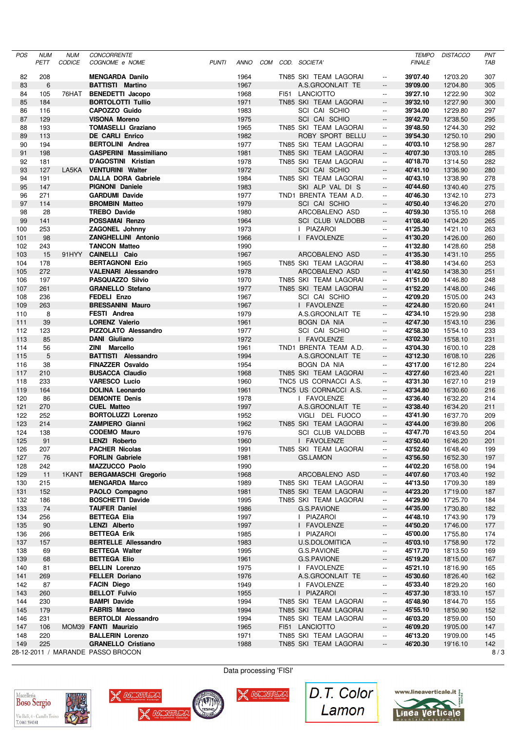| POS | NUM PETT | NUM CODICE | CONCORRENTE COGNOME e NOME | PUNTI | ANNO | COM | COD. | SOCIETA' | | TEMPO FINALE | DISTACCO | PNT TAB |
|---|---|---|---|---|---|---|---|---|---|---|---|---|
| 82 | 208 | | **MENGARDA Danilo** | | 1964 | | TN85 | SKI TEAM LAGORAI | -- | **39'07.40** | 12'03.20 | 307 |
| 83 | 6 | | **BATTISTI Martino** | | 1967 | | | A.S.GROONLAIT TE | -- | **39'09.00** | 12'04.80 | 305 |
| 84 | 105 | 76HAT | **BENEDETTI Jacopo** | | 1968 | | FI51 | LANCIOTTO | -- | **39'27.10** | 12'22.90 | 302 |
| 85 | 184 | | **BORTOLOTTI Tullio** | | 1971 | | TN85 | SKI TEAM LAGORAI | -- | **39'32.10** | 12'27.90 | 300 |
| 86 | 116 | | **CAPOZZO Guido** | | 1983 | | | SCI CAI SCHIO | -- | **39'34.00** | 12'29.80 | 297 |
| 87 | 129 | | **VISONA Moreno** | | 1975 | | | SCI CAI SCHIO | -- | **39'42.70** | 12'38.50 | 295 |
| 88 | 193 | | **TOMASELLI Graziano** | | 1965 | | TN85 | SKI TEAM LAGORAI | -- | **39'48.50** | 12'44.30 | 292 |
| 89 | 113 | | **DE CARLI Enrico** | | 1982 | | | ROBY SPORT BELLU | -- | **39'54.30** | 12'50.10 | 290 |
| 90 | 194 | | **BERTOLINI Andrea** | | 1977 | | TN85 | SKI TEAM LAGORAI | -- | **40'03.10** | 12'58.90 | 287 |
| 91 | 198 | | **GASPERINI Massimiliano** | | 1981 | | TN85 | SKI TEAM LAGORAI | -- | **40'07.30** | 13'03.10 | 285 |
| 92 | 181 | | **D'AGOSTINI Kristian** | | 1978 | | TN85 | SKI TEAM LAGORAI | -- | **40'18.70** | 13'14.50 | 282 |
| 93 | 127 | LA5KA | **VENTURINI Walter** | | 1972 | | | SCI CAI SCHIO | -- | **40'41.10** | 13'36.90 | 280 |
| 94 | 191 | | **DALLA DORA Gabriele** | | 1984 | | TN85 | SKI TEAM LAGORAI | -- | **40'43.10** | 13'38.90 | 278 |
| 95 | 147 | | **PIGNONI Daniele** | | 1983 | | | SKI ALP VAL DI S | -- | **40'44.60** | 13'40.40 | 275 |
| 96 | 271 | | **GARDUMI Davide** | | 1977 | | TND1 | BRENTA TEAM A.D. | -- | **40'46.30** | 13'42.10 | 273 |
| 97 | 114 | | **BROMBIN Matteo** | | 1979 | | | SCI CAI SCHIO | -- | **40'50.40** | 13'46.20 | 270 |
| 98 | 28 | | **TREBO Davide** | | 1980 | | | ARCOBALENO ASD | -- | **40'59.30** | 13'55.10 | 268 |
| 99 | 141 | | **POSSAMAI Renzo** | | 1964 | | | SCI CLUB VALDOBB | -- | **41'08.40** | 14'04.20 | 265 |
| 100 | 253 | | **ZAGONEL Johnny** | | 1973 | | | I PIAZAROI | -- | **41'25.30** | 14'21.10 | 263 |
| 101 | 98 | | **ZANGHELLINI Antonio** | | 1966 | | | I FAVOLENZE | -- | **41'30.20** | 14'26.00 | 260 |
| 102 | 243 | | **TANCON Matteo** | | 1990 | | | | -- | **41'32.80** | 14'28.60 | 258 |
| 103 | 15 | 91HYY | **CAINELLI Caio** | | 1967 | | | ARCOBALENO ASD | -- | **41'35.30** | 14'31.10 | 255 |
| 104 | 178 | | **BERTAGNONI Ezio** | | 1965 | | TN85 | SKI TEAM LAGORAI | -- | **41'38.80** | 14'34.60 | 253 |
| 105 | 272 | | **VALENARI Alessandro** | | 1978 | | | ARCOBALENO ASD | -- | **41'42.50** | 14'38.30 | 251 |
| 106 | 197 | | **PASQUAZZO Silvio** | | 1970 | | TN85 | SKI TEAM LAGORAI | -- | **41'51.00** | 14'46.80 | 248 |
| 107 | 261 | | **GRANELLO Stefano** | | 1977 | | TN85 | SKI TEAM LAGORAI | -- | **41'52.20** | 14'48.00 | 246 |
| 108 | 236 | | **FEDELI Enzo** | | 1967 | | | SCI CAI SCHIO | -- | **42'09.20** | 15'05.00 | 243 |
| 109 | 263 | | **BRESSANINI Mauro** | | 1967 | | | I FAVOLENZE | -- | **42'24.80** | 15'20.60 | 241 |
| 110 | 8 | | **FESTI Andrea** | | 1979 | | | A.S.GROONLAIT TE | -- | **42'34.10** | 15'29.90 | 238 |
| 111 | 39 | | **LORENZ Valerio** | | 1961 | | | BOGN DA NIA | -- | **42'47.30** | 15'43.10 | 236 |
| 112 | 123 | | **PIZZOLATO Alessandro** | | 1977 | | | SCI CAI SCHIO | -- | **42'58.30** | 15'54.10 | 233 |
| 113 | 85 | | **DANI Giuliano** | | 1972 | | | I FAVOLENZE | -- | **43'02.30** | 15'58.10 | 231 |
| 114 | 56 | | **ZINI Marcello** | | 1961 | | TND1 | BRENTA TEAM A.D. | -- | **43'04.30** | 16'00.10 | 228 |
| 115 | 5 | | **BATTISTI Alessandro** | | 1994 | | | A.S.GROONLAIT TE | -- | **43'12.30** | 16'08.10 | 226 |
| 116 | 38 | | **FINAZZER Osvaldo** | | 1954 | | | BOGN DA NIA | -- | **43'17.00** | 16'12.80 | 224 |
| 117 | 210 | | **BUSACCA Claudio** | | 1968 | | TN85 | SKI TEAM LAGORAI | -- | **43'27.60** | 16'23.40 | 221 |
| 118 | 233 | | **VARESCO Lucio** | | 1960 | | TNC5 | US CORNACCI A.S. | -- | **43'31.30** | 16'27.10 | 219 |
| 119 | 164 | | **DOLINA Leonardo** | | 1961 | | TNC5 | US CORNACCI A.S. | -- | **43'34.80** | 16'30.60 | 216 |
| 120 | 86 | | **DEMONTE Denis** | | 1978 | | | I FAVOLENZE | -- | **43'36.40** | 16'32.20 | 214 |
| 121 | 270 | | **CUEL Matteo** | | 1997 | | | A.S.GROONLAIT TE | -- | **43'38.40** | 16'34.20 | 211 |
| 122 | 252 | | **BORTOLUZZI Lorenzo** | | 1952 | | | VIGLI DEL FUOCO | -- | **43'41.90** | 16'37.70 | 209 |
| 123 | 214 | | **ZAMPIERO Gianni** | | 1962 | | TN85 | SKI TEAM LAGORAI | -- | **43'44.00** | 16'39.80 | 206 |
| 124 | 138 | | **CODEMO Mauro** | | 1976 | | | SCI CLUB VALDOBB | -- | **43'47.70** | 16'43.50 | 204 |
| 125 | 91 | | **LENZI Roberto** | | 1960 | | | I FAVOLENZE | -- | **43'50.40** | 16'46.20 | 201 |
| 126 | 207 | | **PACHER Nicolas** | | 1991 | | TN85 | SKI TEAM LAGORAI | -- | **43'52.60** | 16'48.40 | 199 |
| 127 | 76 | | **FORLIN Gabriele** | | 1981 | | | GS.LAMON | -- | **43'56.50** | 16'52.30 | 197 |
| 128 | 242 | | **MAZZUCCO Paolo** | | 1990 | | | | -- | **44'02.20** | 16'58.00 | 194 |
| 129 | 11 | 1KANT | **BERGAMASCHI Gregorio** | | 1968 | | | ARCOBALENO ASD | -- | **44'07.60** | 17'03.40 | 192 |
| 130 | 215 | | **MENGARDA Marco** | | 1989 | | TN85 | SKI TEAM LAGORAI | -- | **44'13.50** | 17'09.30 | 189 |
| 131 | 152 | | **PAOLO Compagno** | | 1981 | | TN85 | SKI TEAM LAGORAI | -- | **44'23.20** | 17'19.00 | 187 |
| 132 | 186 | | **BOSCHETTI Davide** | | 1995 | | TN85 | SKI TEAM LAGORAI | -- | **44'29.90** | 17'25.70 | 184 |
| 133 | 74 | | **TAUFER Daniel** | | 1986 | | | G.S.PAVIONE | -- | **44'35.00** | 17'30.80 | 182 |
| 134 | 256 | | **BETTEGA Elia** | | 1997 | | | I PIAZAROI | -- | **44'48.10** | 17'43.90 | 179 |
| 135 | 90 | | **LENZI Alberto** | | 1997 | | | I FAVOLENZE | -- | **44'50.20** | 17'46.00 | 177 |
| 136 | 266 | | **BETTEGA Erik** | | 1985 | | | I PIAZAROI | -- | **45'00.00** | 17'55.80 | 174 |
| 137 | 157 | | **BERTELLE Allessandro** | | 1983 | | | U.S.DOLOMITICA | -- | **45'03.10** | 17'58.90 | 172 |
| 138 | 69 | | **BETTEGA Walter** | | 1995 | | | G.S.PAVIONE | -- | **45'17.70** | 18'13.50 | 169 |
| 139 | 68 | | **BETTEGA Elio** | | 1961 | | | G.S.PAVIONE | -- | **45'19.20** | 18'15.00 | 167 |
| 140 | 81 | | **BELLIN Lorenzo** | | 1975 | | | I FAVOLENZE | -- | **45'21.10** | 18'16.90 | 165 |
| 141 | 269 | | **FELLER Doriano** | | 1976 | | | A.S.GROONLAIT TE | -- | **45'30.60** | 18'26.40 | 162 |
| 142 | 87 | | **FACIN Diego** | | 1949 | | | I FAVOLENZE | -- | **45'33.40** | 18'29.20 | 160 |
| 143 | 260 | | **BELLOT Fulvio** | | 1955 | | | I PIAZAROI | -- | **45'37.30** | 18'33.10 | 157 |
| 144 | 230 | | **BAMPI Davide** | | 1994 | | TN85 | SKI TEAM LAGORAI | -- | **45'48.90** | 18'44.70 | 155 |
| 145 | 179 | | **FABRIS Marco** | | 1994 | | TN85 | SKI TEAM LAGORAI | -- | **45'55.10** | 18'50.90 | 152 |
| 146 | 231 | | **BERTOLDI Alessandro** | | 1994 | | TN85 | SKI TEAM LAGORAI | -- | **46'03.20** | 18'59.00 | 150 |
| 147 | 106 | MOM39 | **FANTI Maurizio** | | 1965 | | FI51 | LANCIOTTO | -- | **46'09.20** | 19'05.00 | 147 |
| 148 | 220 | | **BALLERIN Lorenzo** | | 1971 | | TN85 | SKI TEAM LAGORAI | -- | **46'13.20** | 19'09.00 | 145 |
| 149 | 225 | | **GRANELLO Cristiano** | | 1988 | | TN85 | SKI TEAM LAGORAI | -- | **46'20.30** | 19'16.10 | 142 |

28-12-2011 / MARANDE PASSO BROCON

Data processing 'FISI'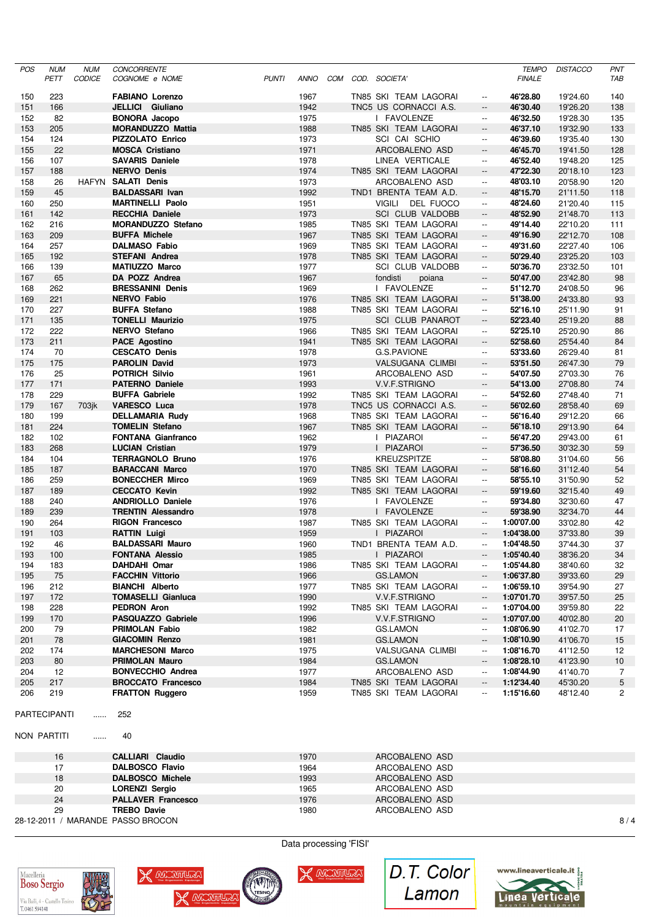| POS | NUM PETT | NUM CODICE | CONCORRENTE COGNOME e NOME | PUNTI | ANNO | COM | COD. | SOCIETA' | | TEMPO FINALE | DISTACCO | PNT TAB |
|---|---|---|---|---|---|---|---|---|---|---|---|---|
| 150 | 223 | | **FABIANO Lorenzo** | | 1967 | | TN85 | SKI TEAM LAGORAI | -- | **46'28.80** | 19'24.60 | 140 |
| 151 | 166 | | **JELLICI Giuliano** | | 1942 | | TNC5 | US CORNACCI A.S. | -- | **46'30.40** | 19'26.20 | 138 |
| 152 | 82 | | **BONORA Jacopo** | | 1975 | | | I FAVOLENZE | -- | **46'32.50** | 19'28.30 | 135 |
| 153 | 205 | | **MORANDUZZO Mattia** | | 1988 | | TN85 | SKI TEAM LAGORAI | -- | **46'37.10** | 19'32.90 | 133 |
| 154 | 124 | | **PIZZOLATO Enrico** | | 1973 | | | SCI CAI SCHIO | -- | **46'39.60** | 19'35.40 | 130 |
| 155 | 22 | | **MOSCA Cristiano** | | 1971 | | | ARCOBALENO ASD | -- | **46'45.70** | 19'41.50 | 128 |
| 156 | 107 | | **SAVARIS Daniele** | | 1978 | | | LINEA VERTICALE | -- | **46'52.40** | 19'48.20 | 125 |
| 157 | 188 | | **NERVO Denis** | | 1974 | | TN85 | SKI TEAM LAGORAI | -- | **47'22.30** | 20'18.10 | 123 |
| 158 | 26 | HAFYN | **SALATI Denis** | | 1973 | | | ARCOBALENO ASD | -- | **48'03.10** | 20'58.90 | 120 |
| 159 | 45 | | **BALDASSARI Ivan** | | 1992 | | TND1 | BRENTA TEAM A.D. | -- | **48'15.70** | 21'11.50 | 118 |
| 160 | 250 | | **MARTINELLI Paolo** | | 1951 | | | VIGILI DEL FUOCO | -- | **48'24.60** | 21'20.40 | 115 |
| 161 | 142 | | **RECCHIA Daniele** | | 1973 | | | SCI CLUB VALDOBB | -- | **48'52.90** | 21'48.70 | 113 |
| 162 | 216 | | **MORANDUZZO Stefano** | | 1985 | | TN85 | SKI TEAM LAGORAI | -- | **49'14.40** | 22'10.20 | 111 |
| 163 | 209 | | **BUFFA Michele** | | 1967 | | TN85 | SKI TEAM LAGORAI | -- | **49'16.90** | 22'12.70 | 108 |
| 164 | 257 | | **DALMASO Fabio** | | 1969 | | TN85 | SKI TEAM LAGORAI | -- | **49'31.60** | 22'27.40 | 106 |
| 165 | 192 | | **STEFANI Andrea** | | 1978 | | TN85 | SKI TEAM LAGORAI | -- | **50'29.40** | 23'25.20 | 103 |
| 166 | 139 | | **MATIUZZO Marco** | | 1977 | | | SCI CLUB VALDOBB | -- | **50'36.70** | 23'32.50 | 101 |
| 167 | 65 | | **DA POZZ Andrea** | | 1973 | | | fondisti poiana | -- | **50'47.00** | 23'42.80 | 98 |
| 168 | 262 | | **BRESSANINI Denis** | | 1969 | | | I FAVOLENZE | -- | **51'12.70** | 24'08.50 | 96 |
| 169 | 221 | | **NERVO Fabio** | | 1976 | | TN85 | SKI TEAM LAGORAI | -- | **51'38.00** | 24'33.80 | 93 |
| 170 | 227 | | **BUFFA Stefano** | | 1988 | | TN85 | SKI TEAM LAGORAI | -- | **52'16.10** | 25'11.90 | 91 |
| 171 | 135 | | **TONELLI Maurizio** | | 1975 | | | SCI CLUB PANAROT | -- | **52'23.40** | 25'19.20 | 88 |
| 172 | 222 | | **NERVO Stefano** | | 1966 | | TN85 | SKI TEAM LAGORAI | -- | **52'25.10** | 25'20.90 | 86 |
| 173 | 211 | | **PACE Agostino** | | 1941 | | TN85 | SKI TEAM LAGORAI | -- | **52'58.60** | 25'54.40 | 84 |
| 174 | 70 | | **CESCATO Denis** | | 1978 | | | G.S.PAVIONE | -- | **53'33.60** | 26'29.40 | 81 |
| 175 | 175 | | **PAROLIN David** | | 1973 | | | VALSUGANA CLIMBI | -- | **53'51.50** | 26'47.30 | 79 |
| 176 | 25 | | **POTRICH Silvio** | | 1961 | | | ARCOBALENO ASD | -- | **54'07.50** | 27'03.30 | 76 |
| 177 | 171 | | **PATERNO Daniele** | | 1993 | | | V.V.F.STRIGNO | -- | **54'13.00** | 27'08.80 | 74 |
| 178 | 229 | | **BUFFA Gabriele** | | 1992 | | TN85 | SKI TEAM LAGORAI | -- | **54'52.60** | 27'48.40 | 71 |
| 179 | 167 | 703jk | **VARESCO Luca** | | 1978 | | TNC5 | US CORNACCI A.S. | -- | **56'02.60** | 28'58.40 | 69 |
| 180 | 199 | | **DELLAMARIA Rudy** | | 1968 | | TN85 | SKI TEAM LAGORAI | -- | **56'16.40** | 29'12.20 | 66 |
| 181 | 224 | | **TOMELIN Stefano** | | 1967 | | TN85 | SKI TEAM LAGORAI | -- | **56'18.10** | 29'13.90 | 64 |
| 182 | 102 | | **FONTANA Gianfranco** | | 1962 | | | I PIAZAROI | -- | **56'47.20** | 29'43.00 | 61 |
| 183 | 268 | | **LUCIAN Cristian** | | 1979 | | | I PIAZAROI | -- | **57'36.50** | 30'32.30 | 59 |
| 184 | 104 | | **TERRAGNOLO Bruno** | | 1976 | | | KREUZSPITZE | -- | **58'08.80** | 31'04.60 | 56 |
| 185 | 187 | | **BARACCANI Marco** | | 1970 | | TN85 | SKI TEAM LAGORAI | -- | **58'16.60** | 31'12.40 | 54 |
| 186 | 259 | | **BONECCHER Mirco** | | 1969 | | TN85 | SKI TEAM LAGORAI | -- | **58'55.10** | 31'50.90 | 52 |
| 187 | 189 | | **CECCATO Kevin** | | 1992 | | TN85 | SKI TEAM LAGORAI | -- | **59'19.60** | 32'15.40 | 49 |
| 188 | 240 | | **ANDRIOLLO Daniele** | | 1976 | | | I FAVOLENZE | -- | **59'34.80** | 32'30.60 | 47 |
| 189 | 239 | | **TRENTIN Alessandro** | | 1978 | | | I FAVOLENZE | -- | **59'38.90** | 32'34.70 | 44 |
| 190 | 264 | | **RIGON Francesco** | | 1987 | | TN85 | SKI TEAM LAGORAI | -- | **1:00'07.00** | 33'02.80 | 42 |
| 191 | 103 | | **RATTIN Luigi** | | 1959 | | | I PIAZAROI | -- | **1:04'38.00** | 37'33.80 | 39 |
| 192 | 46 | | **BALDASSARI Mauro** | | 1960 | | TND1 | BRENTA TEAM A.D. | -- | **1:04'48.50** | 37'44.30 | 37 |
| 193 | 100 | | **FONTANA Alessio** | | 1985 | | | I PIAZAROI | -- | **1:05'40.40** | 38'36.20 | 34 |
| 194 | 183 | | **DAHDAHI Omar** | | 1986 | | TN85 | SKI TEAM LAGORAI | -- | **1:05'44.80** | 38'40.60 | 32 |
| 195 | 75 | | **FACCHIN Vittorio** | | 1966 | | | GS.LAMON | -- | **1:06'37.80** | 39'33.60 | 29 |
| 196 | 212 | | **BIANCHI Alberto** | | 1977 | | TN85 | SKI TEAM LAGORAI | -- | **1:06'59.10** | 39'54.90 | 27 |
| 197 | 172 | | **TOMASELLI Gianluca** | | 1990 | | | V.V.F.STRIGNO | -- | **1:07'01.70** | 39'57.50 | 25 |
| 198 | 228 | | **PEDRON Aron** | | 1992 | | TN85 | SKI TEAM LAGORAI | -- | **1:07'04.00** | 39'59.80 | 22 |
| 199 | 170 | | **PASQUAZZO Gabriele** | | 1996 | | | V.V.F.STRIGNO | -- | **1:07'07.00** | 40'02.80 | 20 |
| 200 | 79 | | **PRIMOLAN Fabio** | | 1982 | | | GS.LAMON | -- | **1:08'06.90** | 41'02.70 | 17 |
| 201 | 78 | | **GIACOMIN Renzo** | | 1981 | | | GS.LAMON | -- | **1:08'10.90** | 41'06.70 | 15 |
| 202 | 174 | | **MARCHESONI Marco** | | 1975 | | | VALSUGANA CLIMBI | -- | **1:08'16.70** | 41'12.50 | 12 |
| 203 | 80 | | **PRIMOLAN Mauro** | | 1984 | | | GS.LAMON | -- | **1:08'28.10** | 41'23.90 | 10 |
| 204 | 12 | | **BONVECCHIO Andrea** | | 1977 | | | ARCOBALENO ASD | -- | **1:08'44.90** | 41'40.70 | 7 |
| 205 | 217 | | **BROCCATO Francesco** | | 1984 | | TN85 | SKI TEAM LAGORAI | -- | **1:12'34.40** | 45'30.20 | 5 |
| 206 | 219 | | **FRATTON Ruggero** | | 1959 | | TN85 | SKI TEAM LAGORAI | -- | **1:15'16.60** | 48'12.40 | 2 |

PARTECIPANTI ...... 252

NON PARTITI ...... 40

| NUM PETT | CONCORRENTE | ANNO | SOCIETA' |
|---|---|---|---|
| 16 | **CALLIARI Claudio** | 1970 | ARCOBALENO ASD |
| 17 | **DALBOSCO Flavio** | 1964 | ARCOBALENO ASD |
| 18 | **DALBOSCO Michele** | 1993 | ARCOBALENO ASD |
| 20 | **LORENZI Sergio** | 1965 | ARCOBALENO ASD |
| 24 | **PALLAVER Francesco** | 1976 | ARCOBALENO ASD |
| 29 | **TREBO Davie** | 1980 | ARCOBALENO ASD |

28-12-2011 / MARANDE PASSO BROCON

Data processing 'FISI'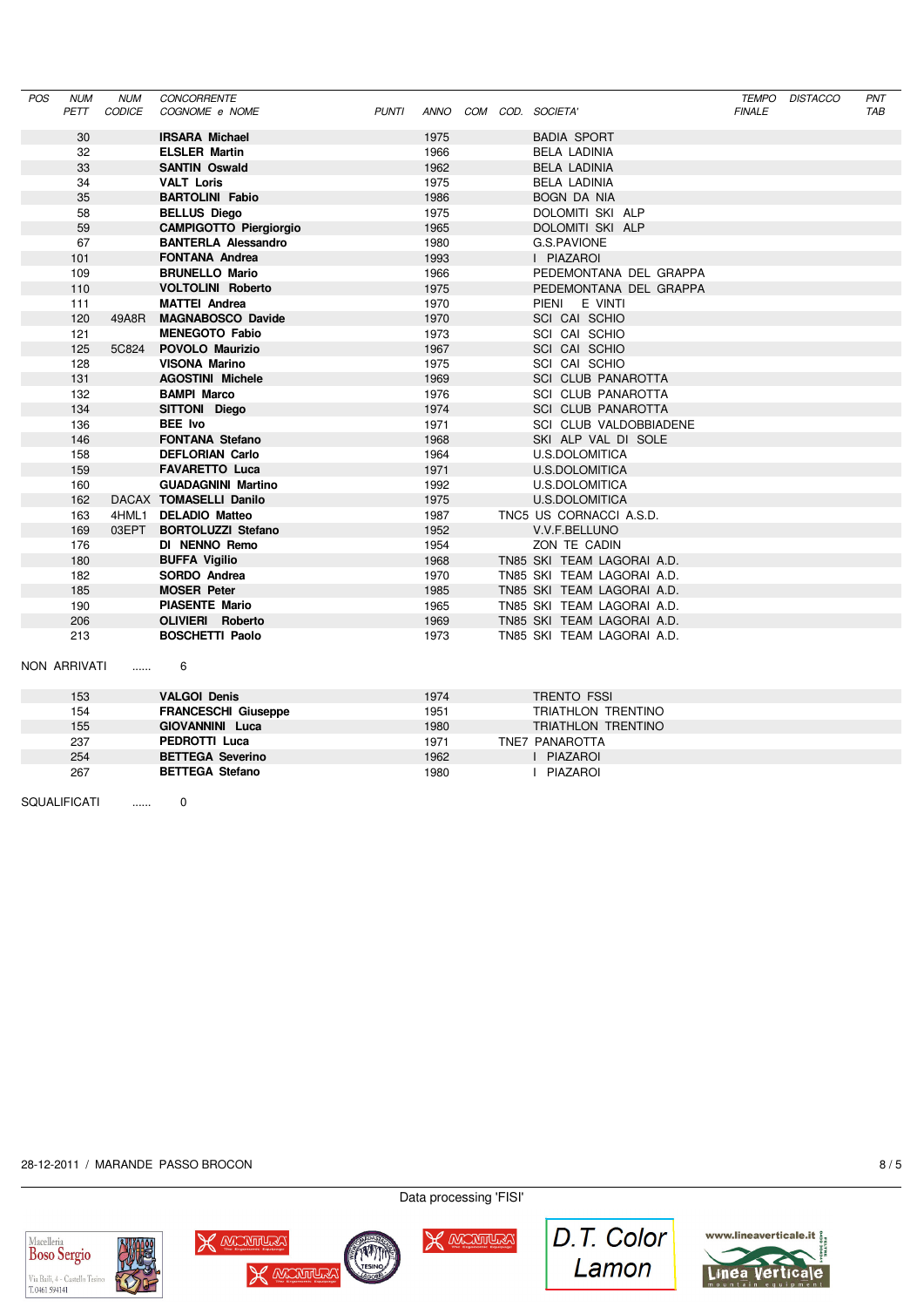| POS | NUM PETT | NUM CODICE | CONCORRENTE COGNOME e NOME | PUNTI | ANNO | COM | COD. | SOCIETA' | TEMPO FINALE | DISTACCO | PNT TAB |
|---|---|---|---|---|---|---|---|---|---|---|---|
| | 30 | | **IRSARA Michael** | | 1975 | | | BADIA SPORT | | | |
| | 32 | | **ELSLER Martin** | | 1966 | | | BELA LADINIA | | | |
| | 33 | | **SANTIN Oswald** | | 1962 | | | BELA LADINIA | | | |
| | 34 | | **VALT Loris** | | 1975 | | | BELA LADINIA | | | |
| | 35 | | **BARTOLINI Fabio** | | 1986 | | | BOGN DA NIA | | | |
| | 58 | | **BELLUS Diego** | | 1975 | | | DOLOMITI SKI ALP | | | |
| | 59 | | **CAMPIGOTTO Piergiorgio** | | 1965 | | | DOLOMITI SKI ALP | | | |
| | 67 | | **BANTERLA Alessandro** | | 1980 | | | G.S.PAVIONE | | | |
| | 101 | | **FONTANA Andrea** | | 1993 | | | I PIAZAROI | | | |
| | 109 | | **BRUNELLO Mario** | | 1966 | | | PEDEMONTANA DEL GRAPPA | | | |
| | 110 | | **VOLTOLINI Roberto** | | 1975 | | | PEDEMONTANA DEL GRAPPA | | | |
| | 111 | | **MATTEI Andrea** | | 1970 | | | PIENI E VINTI | | | |
| | 120 | 49A8R | **MAGNABOSCO Davide** | | 1970 | | | SCI CAI SCHIO | | | |
| | 121 | | **MENEGOTO Fabio** | | 1973 | | | SCI CAI SCHIO | | | |
| | 125 | 5C824 | **POVOLO Maurizio** | | 1967 | | | SCI CAI SCHIO | | | |
| | 128 | | **VISONA Marino** | | 1975 | | | SCI CAI SCHIO | | | |
| | 131 | | **AGOSTINI Michele** | | 1969 | | | SCI CLUB PANAROTTA | | | |
| | 132 | | **BAMPI Marco** | | 1976 | | | SCI CLUB PANAROTTA | | | |
| | 134 | | **SITTONI Diego** | | 1974 | | | SCI CLUB PANAROTTA | | | |
| | 136 | | **BEE Ivo** | | 1971 | | | SCI CLUB VALDOBBIADENE | | | |
| | 146 | | **FONTANA Stefano** | | 1968 | | | SKI ALP VAL DI SOLE | | | |
| | 158 | | **DEFLORIAN Carlo** | | 1964 | | | U.S.DOLOMITICA | | | |
| | 159 | | **FAVARETTO Luca** | | 1971 | | | U.S.DOLOMITICA | | | |
| | 160 | | **GUADAGNINI Martino** | | 1992 | | | U.S.DOLOMITICA | | | |
| | 162 | DACAX | **TOMASELLI Danilo** | | 1975 | | | U.S.DOLOMITICA | | | |
| | 163 | 4HML1 | **DELADIO Matteo** | | 1987 | | TNC5 | US CORNACCI A.S.D. | | | |
| | 169 | 03EPT | **BORTOLUZZI Stefano** | | 1952 | | | V.V.F.BELLUNO | | | |
| | 176 | | **DI NENNO Remo** | | 1954 | | | ZON TE CADIN | | | |
| | 180 | | **BUFFA Vigilio** | | 1968 | | TN85 | SKI TEAM LAGORAI A.D. | | | |
| | 182 | | **SORDO Andrea** | | 1970 | | TN85 | SKI TEAM LAGORAI A.D. | | | |
| | 185 | | **MOSER Peter** | | 1985 | | TN85 | SKI TEAM LAGORAI A.D. | | | |
| | 190 | | **PIASENTE Mario** | | 1965 | | TN85 | SKI TEAM LAGORAI A.D. | | | |
| | 206 | | **OLIVIERI Roberto** | | 1969 | | TN85 | SKI TEAM LAGORAI A.D. | | | |
| | 213 | | **BOSCHETTI Paolo** | | 1973 | | TN85 | SKI TEAM LAGORAI A.D. | | | |

NON ARRIVATI ...... 6

| POS | NUM PETT | NUM CODICE | CONCORRENTE COGNOME e NOME | PUNTI | ANNO | COM | COD. | SOCIETA' | TEMPO FINALE | DISTACCO | PNT TAB |
|---|---|---|---|---|---|---|---|---|---|---|---|
| | 153 | | **VALGOI Denis** | | 1974 | | | TRENTO FSSI | | | |
| | 154 | | **FRANCESCHI Giuseppe** | | 1951 | | | TRIATHLON TRENTINO | | | |
| | 155 | | **GIOVANNINI Luca** | | 1980 | | | TRIATHLON TRENTINO | | | |
| | 237 | | **PEDROTTI Luca** | | 1971 | | TNE7 | PANAROTTA | | | |
| | 254 | | **BETTEGA Severino** | | 1962 | | | I PIAZAROI | | | |
| | 267 | | **BETTEGA Stefano** | | 1980 | | | I PIAZAROI | | | |

SQUALIFICATI ...... 0

28-12-2011 / MARANDE PASSO BROCON

Data processing 'FISI'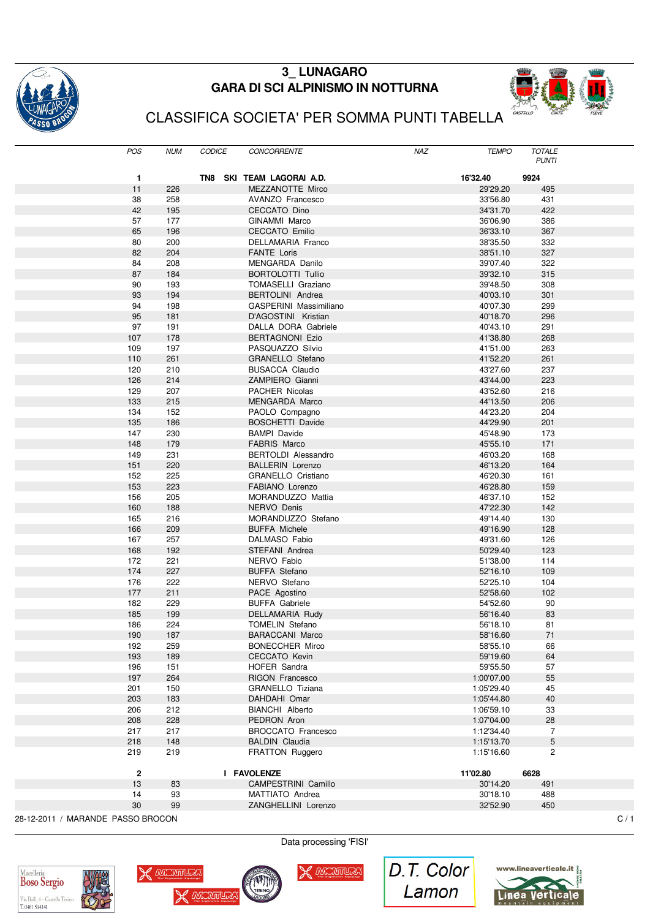# 3_ LUNAGARO
## GARA DI SCI ALPINISMO IN NOTTURNA

## CLASSIFICA SOCIETA' PER SOMMA PUNTI TABELLA

| POS | NUM | CODICE | CONCORRENTE | NAZ | TEMPO | TOTALE PUNTI |
|---|---|---|---|---|---|---|
| **1** | | **TN8** | **SKI TEAM LAGORAI A.D.** | | **16'32.40** | **9924** |
| 11 | 226 | | MEZZANOTTE Mirco | | 29'29.20 | 495 |
| 38 | 258 | | AVANZO Francesco | | 33'56.80 | 431 |
| 42 | 195 | | CECCATO Dino | | 34'31.70 | 422 |
| 57 | 177 | | GINAMMI Marco | | 36'06.90 | 386 |
| 65 | 196 | | CECCATO Emilio | | 36'33.10 | 367 |
| 80 | 200 | | DELLAMARIA Franco | | 38'35.50 | 332 |
| 82 | 204 | | FANTE Loris | | 38'51.10 | 327 |
| 84 | 208 | | MENGARDA Danilo | | 39'07.40 | 322 |
| 87 | 184 | | BORTOLOTTI Tullio | | 39'32.10 | 315 |
| 90 | 193 | | TOMASELLI Graziano | | 39'48.50 | 308 |
| 93 | 194 | | BERTOLINI Andrea | | 40'03.10 | 301 |
| 94 | 198 | | GASPERINI Massimiliano | | 40'07.30 | 299 |
| 95 | 181 | | D'AGOSTINI Kristian | | 40'18.70 | 296 |
| 97 | 191 | | DALLA DORA Gabriele | | 40'43.10 | 291 |
| 107 | 178 | | BERTAGNONI Ezio | | 41'38.80 | 268 |
| 109 | 197 | | PASQUAZZO Silvio | | 41'51.00 | 263 |
| 110 | 261 | | GRANELLO Stefano | | 41'52.20 | 261 |
| 120 | 210 | | BUSACCA Claudio | | 43'27.60 | 237 |
| 126 | 214 | | ZAMPIERO Gianni | | 43'44.00 | 223 |
| 129 | 207 | | PACHER Nicolas | | 43'52.60 | 216 |
| 133 | 215 | | MENGARDA Marco | | 44'13.50 | 206 |
| 134 | 152 | | PAOLO Compagno | | 44'23.20 | 204 |
| 135 | 186 | | BOSCHETTI Davide | | 44'29.90 | 201 |
| 147 | 230 | | BAMPI Davide | | 45'48.90 | 173 |
| 148 | 179 | | FABRIS Marco | | 45'55.10 | 171 |
| 149 | 231 | | BERTOLDI Alessandro | | 46'03.20 | 168 |
| 151 | 220 | | BALLERIN Lorenzo | | 46'13.20 | 164 |
| 152 | 225 | | GRANELLO Cristiano | | 46'20.30 | 161 |
| 153 | 223 | | FABIANO Lorenzo | | 46'28.80 | 159 |
| 156 | 205 | | MORANDUZZO Mattia | | 46'37.10 | 152 |
| 160 | 188 | | NERVO Denis | | 47'22.30 | 142 |
| 165 | 216 | | MORANDUZZO Stefano | | 49'14.40 | 130 |
| 166 | 209 | | BUFFA Michele | | 49'16.90 | 128 |
| 167 | 257 | | DALMASO Fabio | | 49'31.60 | 126 |
| 168 | 192 | | STEFANI Andrea | | 50'29.40 | 123 |
| 172 | 221 | | NERVO Fabio | | 51'38.00 | 114 |
| 174 | 227 | | BUFFA Stefano | | 52'16.10 | 109 |
| 176 | 222 | | NERVO Stefano | | 52'25.10 | 104 |
| 177 | 211 | | PACE Agostino | | 52'58.60 | 102 |
| 182 | 229 | | BUFFA Gabriele | | 54'52.60 | 90 |
| 185 | 199 | | DELLAMARIA Rudy | | 56'16.40 | 83 |
| 186 | 224 | | TOMELIN Stefano | | 56'18.10 | 81 |
| 190 | 187 | | BARACCANI Marco | | 58'16.60 | 71 |
| 192 | 259 | | BONECCHER Mirco | | 58'55.10 | 66 |
| 193 | 189 | | CECCATO Kevin | | 59'19.60 | 64 |
| 196 | 151 | | HOFER Sandra | | 59'55.50 | 57 |
| 197 | 264 | | RIGON Francesco | | 1:00'07.00 | 55 |
| 201 | 150 | | GRANELLO Tiziana | | 1:05'29.40 | 45 |
| 203 | 183 | | DAHDAHI Omar | | 1:05'44.80 | 40 |
| 206 | 212 | | BIANCHI Alberto | | 1:06'59.10 | 33 |
| 208 | 228 | | PEDRON Aron | | 1:07'04.00 | 28 |
| 217 | 217 | | BROCCATO Francesco | | 1:12'34.40 | 7 |
| 218 | 148 | | BALDIN Claudia | | 1:15'13.70 | 5 |
| 219 | 219 | | FRATTON Ruggero | | 1:15'16.60 | 2 |
| **2** | | **I** | **FAVOLENZE** | | **11'02.80** | **6628** |
| 13 | 83 | | CAMPESTRINI Camillo | | 30'14.20 | 491 |
| 14 | 93 | | MATTIATO Andrea | | 30'18.10 | 488 |
| 30 | 99 | | ZANGHELLINI Lorenzo | | 32'52.90 | 450 |

28-12-2011 / MARANDE PASSO BROCON

Data processing 'FISI'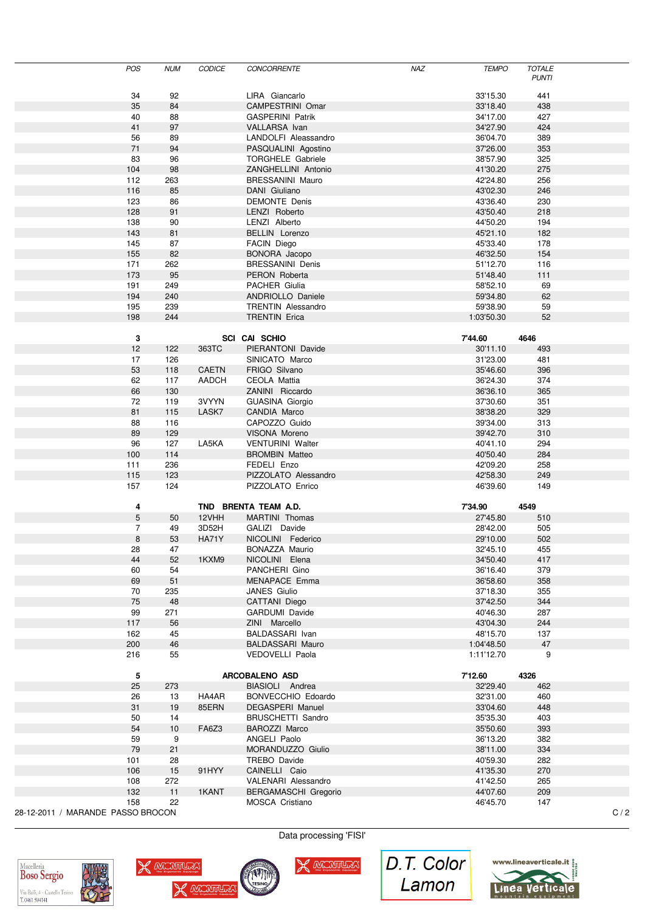| POS | NUM | CODICE | CONCORRENTE | NAZ | TEMPO | TOTALE PUNTI |
|---|---|---|---|---|---|---|
| 34 | 92 | | LIRA Giancarlo | | 33'15.30 | 441 |
| 35 | 84 | | CAMPESTRINI Omar | | 33'18.40 | 438 |
| 40 | 88 | | GASPERINI Patrik | | 34'17.00 | 427 |
| 41 | 97 | | VALLARSA Ivan | | 34'27.90 | 424 |
| 56 | 89 | | LANDOLFI Aleassandro | | 36'04.70 | 389 |
| 71 | 94 | | PASQUALINI Agostino | | 37'26.00 | 353 |
| 83 | 96 | | TORGHELE Gabriele | | 38'57.90 | 325 |
| 104 | 98 | | ZANGHELLINI Antonio | | 41'30.20 | 275 |
| 112 | 263 | | BRESSANINI Mauro | | 42'24.80 | 256 |
| 116 | 85 | | DANI Giuliano | | 43'02.30 | 246 |
| 123 | 86 | | DEMONTE Denis | | 43'36.40 | 230 |
| 128 | 91 | | LENZI Roberto | | 43'50.40 | 218 |
| 138 | 90 | | LENZI Alberto | | 44'50.20 | 194 |
| 143 | 81 | | BELLIN Lorenzo | | 45'21.10 | 182 |
| 145 | 87 | | FACIN Diego | | 45'33.40 | 178 |
| 155 | 82 | | BONORA Jacopo | | 46'32.50 | 154 |
| 171 | 262 | | BRESSANINI Denis | | 51'12.70 | 116 |
| 173 | 95 | | PERON Roberta | | 51'48.40 | 111 |
| 191 | 249 | | PACHER Giulia | | 58'52.10 | 69 |
| 194 | 240 | | ANDRIOLLO Daniele | | 59'34.80 | 62 |
| 195 | 239 | | TRENTIN Alessandro | | 59'38.90 | 59 |
| 198 | 244 | | TRENTIN Erica | | 1:03'50.30 | 52 |
| **3** | | **SCI** | **CAI SCHIO** | | **7'44.60** | **4646** |
| 12 | 122 | 363TC | PIERANTONI Davide | | 30'11.10 | 493 |
| 17 | 126 | | SINICATO Marco | | 31'23.00 | 481 |
| 53 | 118 | CAETN | FRIGO Silvano | | 35'46.60 | 396 |
| 62 | 117 | AADCH | CEOLA Mattia | | 36'24.30 | 374 |
| 66 | 130 | | ZANINI Riccardo | | 36'36.10 | 365 |
| 72 | 119 | 3VYYN | GUASINA Giorgio | | 37'30.60 | 351 |
| 81 | 115 | LASK7 | CANDIA Marco | | 38'38.20 | 329 |
| 88 | 116 | | CAPOZZO Guido | | 39'34.00 | 313 |
| 89 | 129 | | VISONA Moreno | | 39'42.70 | 310 |
| 96 | 127 | LA5KA | VENTURINI Walter | | 40'41.10 | 294 |
| 100 | 114 | | BROMBIN Matteo | | 40'50.40 | 284 |
| 111 | 236 | | FEDELI Enzo | | 42'09.20 | 258 |
| 115 | 123 | | PIZZOLATO Alessandro | | 42'58.30 | 249 |
| 157 | 124 | | PIZZOLATO Enrico | | 46'39.60 | 149 |
| **4** | | **TND** | **BRENTA TEAM A.D.** | | **7'34.90** | **4549** |
| 5 | 50 | 12VHH | MARTINI Thomas | | 27'45.80 | 510 |
| 7 | 49 | 3D52H | GALIZI Davide | | 28'42.00 | 505 |
| 8 | 53 | HA71Y | NICOLINI Federico | | 29'10.00 | 502 |
| 28 | 47 | | BONAZZA Maurio | | 32'45.10 | 455 |
| 44 | 52 | 1KXM9 | NICOLINI Elena | | 34'50.40 | 417 |
| 60 | 54 | | PANCHERI Gino | | 36'16.40 | 379 |
| 69 | 51 | | MENAPACE Emma | | 36'58.60 | 358 |
| 70 | 235 | | JANES Giulio | | 37'18.30 | 355 |
| 75 | 48 | | CATTANI Diego | | 37'42.50 | 344 |
| 99 | 271 | | GARDUMI Davide | | 40'46.30 | 287 |
| 117 | 56 | | ZINI Marcello | | 43'04.30 | 244 |
| 162 | 45 | | BALDASSARI Ivan | | 48'15.70 | 137 |
| 200 | 46 | | BALDASSARI Mauro | | 1:04'48.50 | 47 |
| 216 | 55 | | VEDOVELLI Paola | | 1:11'12.70 | 9 |
| **5** | | | **ARCOBALENO ASD** | | **7'12.60** | **4326** |
| 25 | 273 | | BIASIOLI Andrea | | 32'29.40 | 462 |
| 26 | 13 | HA4AR | BONVECCHIO Edoardo | | 32'31.00 | 460 |
| 31 | 19 | 85ERN | DEGASPERI Manuel | | 33'04.60 | 448 |
| 50 | 14 | | BRUSCHETTI Sandro | | 35'35.30 | 403 |
| 54 | 10 | FA6Z3 | BAROZZI Marco | | 35'50.60 | 393 |
| 59 | 9 | | ANGELI Paolo | | 36'13.20 | 382 |
| 79 | 21 | | MORANDUZZO Giulio | | 38'11.00 | 334 |
| 101 | 28 | | TREBO Davide | | 40'59.30 | 282 |
| 106 | 15 | 91HYY | CAINELLI Caio | | 41'35.30 | 270 |
| 108 | 272 | | VALENARI Alessandro | | 41'42.50 | 265 |
| 132 | 11 | 1KANT | BERGAMASCHI Gregorio | | 44'07.60 | 209 |
| 158 | 22 | | MOSCA Cristiano | | 46'45.70 | 147 |

28-12-2011 / MARANDE PASSO BROCON

Data processing 'FISI'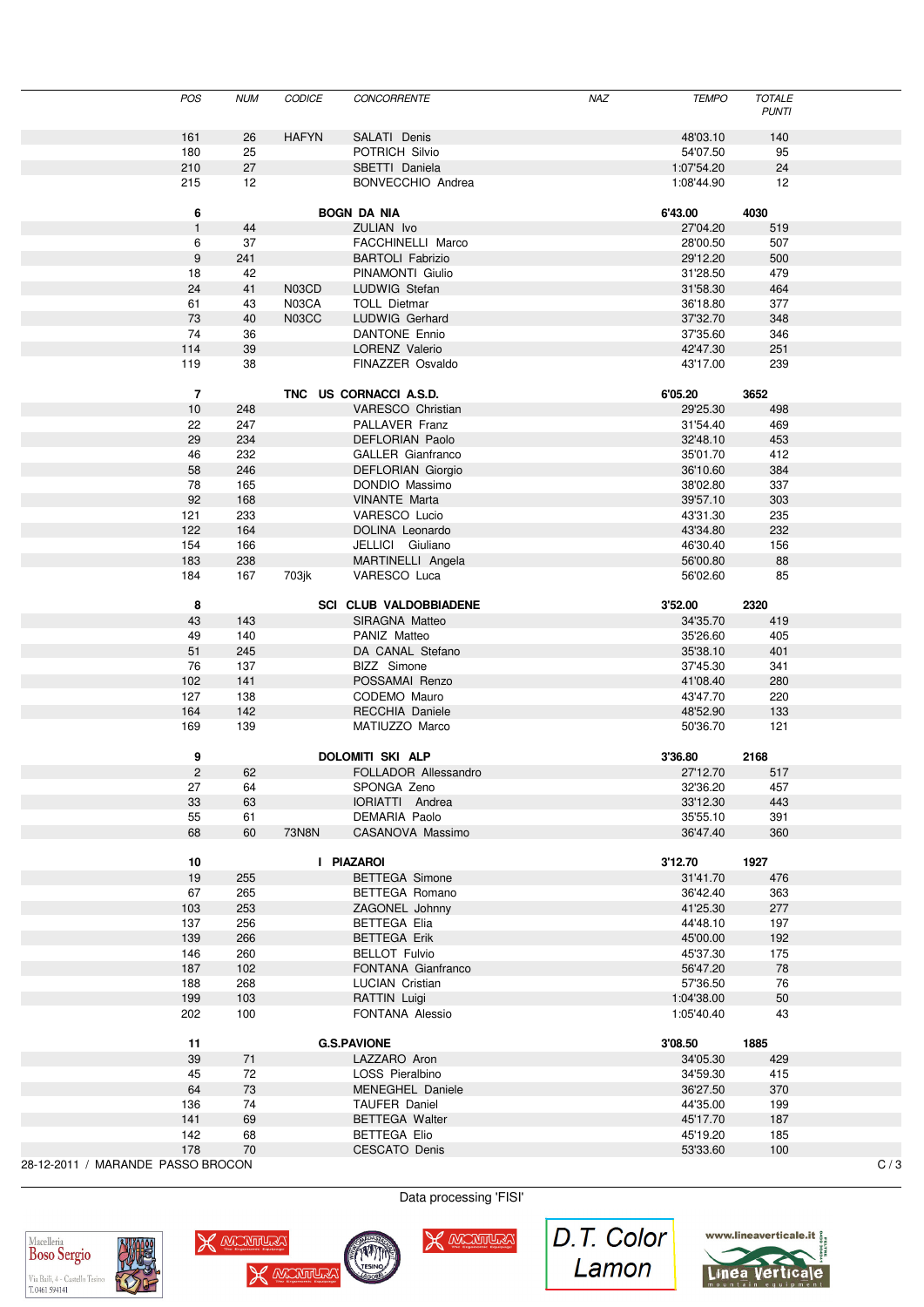| POS | NUM | CODICE | CONCORRENTE | NAZ | TEMPO | TOTALE PUNTI |
|---|---|---|---|---|---|---|
| 161 | 26 | HAFYN | SALATI Denis | | 48'03.10 | 140 |
| 180 | 25 | | POTRICH Silvio | | 54'07.50 | 95 |
| 210 | 27 | | SBETTI Daniela | | 1:07'54.20 | 24 |
| 215 | 12 | | BONVECCHIO Andrea | | 1:08'44.90 | 12 |
| **6** | | | **BOGN DA NIA** | | **6'43.00** | **4030** |
| 1 | 44 | | ZULIAN Ivo | | 27'04.20 | 519 |
| 6 | 37 | | FACCHINELLI Marco | | 28'00.50 | 507 |
| 9 | 241 | | BARTOLI Fabrizio | | 29'12.20 | 500 |
| 18 | 42 | | PINAMONTI Giulio | | 31'28.50 | 479 |
| 24 | 41 | N03CD | LUDWIG Stefan | | 31'58.30 | 464 |
| 61 | 43 | N03CA | TOLL Dietmar | | 36'18.80 | 377 |
| 73 | 40 | N03CC | LUDWIG Gerhard | | 37'32.70 | 348 |
| 74 | 36 | | DANTONE Ennio | | 37'35.60 | 346 |
| 114 | 39 | | LORENZ Valerio | | 42'47.30 | 251 |
| 119 | 38 | | FINAZZER Osvaldo | | 43'17.00 | 239 |
| **7** | | | **TNC US CORNACCI A.S.D.** | | **6'05.20** | **3652** |
| 10 | 248 | | VARESCO Christian | | 29'25.30 | 498 |
| 22 | 247 | | PALLAVER Franz | | 31'54.40 | 469 |
| 29 | 234 | | DEFLORIAN Paolo | | 32'48.10 | 453 |
| 46 | 232 | | GALLER Gianfranco | | 35'01.70 | 412 |
| 58 | 246 | | DEFLORIAN Giorgio | | 36'10.60 | 384 |
| 78 | 165 | | DONDIO Massimo | | 38'02.80 | 337 |
| 92 | 168 | | VINANTE Marta | | 39'57.10 | 303 |
| 121 | 233 | | VARESCO Lucio | | 43'31.30 | 235 |
| 122 | 164 | | DOLINA Leonardo | | 43'34.80 | 232 |
| 154 | 166 | | JELLICI Giuliano | | 46'30.40 | 156 |
| 183 | 238 | | MARTINELLI Angela | | 56'00.80 | 88 |
| 184 | 167 | 703jk | VARESCO Luca | | 56'02.60 | 85 |
| **8** | | | **SCI CLUB VALDOBBIADENE** | | **3'52.00** | **2320** |
| 43 | 143 | | SIRAGNA Matteo | | 34'35.70 | 419 |
| 49 | 140 | | PANIZ Matteo | | 35'26.60 | 405 |
| 51 | 245 | | DA CANAL Stefano | | 35'38.10 | 401 |
| 76 | 137 | | BIZZ Simone | | 37'45.30 | 341 |
| 102 | 141 | | POSSAMAI Renzo | | 41'08.40 | 280 |
| 127 | 138 | | CODEMO Mauro | | 43'47.70 | 220 |
| 164 | 142 | | RECCHIA Daniele | | 48'52.90 | 133 |
| 169 | 139 | | MATIUZZO Marco | | 50'36.70 | 121 |
| **9** | | | **DOLOMITI SKI ALP** | | **3'36.80** | **2168** |
| 2 | 62 | | FOLLADOR Allessandro | | 27'12.70 | 517 |
| 27 | 64 | | SPONGA Zeno | | 32'36.20 | 457 |
| 33 | 63 | | IORIATTI Andrea | | 33'12.30 | 443 |
| 55 | 61 | | DEMARIA Paolo | | 35'55.10 | 391 |
| 68 | 60 | 73N8N | CASANOVA Massimo | | 36'47.40 | 360 |
| **10** | | | **I PIAZAROI** | | **3'12.70** | **1927** |
| 19 | 255 | | BETTEGA Simone | | 31'41.70 | 476 |
| 67 | 265 | | BETTEGA Romano | | 36'42.40 | 363 |
| 103 | 253 | | ZAGONEL Johnny | | 41'25.30 | 277 |
| 137 | 256 | | BETTEGA Elia | | 44'48.10 | 197 |
| 139 | 266 | | BETTEGA Erik | | 45'00.00 | 192 |
| 146 | 260 | | BELLOT Fulvio | | 45'37.30 | 175 |
| 187 | 102 | | FONTANA Gianfranco | | 56'47.20 | 78 |
| 188 | 268 | | LUCIAN Cristian | | 57'36.50 | 76 |
| 199 | 103 | | RATTIN Luigi | | 1:04'38.00 | 50 |
| 202 | 100 | | FONTANA Alessio | | 1:05'40.40 | 43 |
| **11** | | | **G.S.PAVIONE** | | **3'08.50** | **1885** |
| 39 | 71 | | LAZZARO Aron | | 34'05.30 | 429 |
| 45 | 72 | | LOSS Pieralbino | | 34'59.30 | 415 |
| 64 | 73 | | MENEGHEL Daniele | | 36'27.50 | 370 |
| 136 | 74 | | TAUFER Daniel | | 44'35.00 | 199 |
| 141 | 69 | | BETTEGA Walter | | 45'17.70 | 187 |
| 142 | 68 | | BETTEGA Elio | | 45'19.20 | 185 |
| 178 | 70 | | CESCATO Denis | | 53'33.60 | 100 |

28-12-2011 / MARANDE PASSO BROCON

Data processing 'FISI'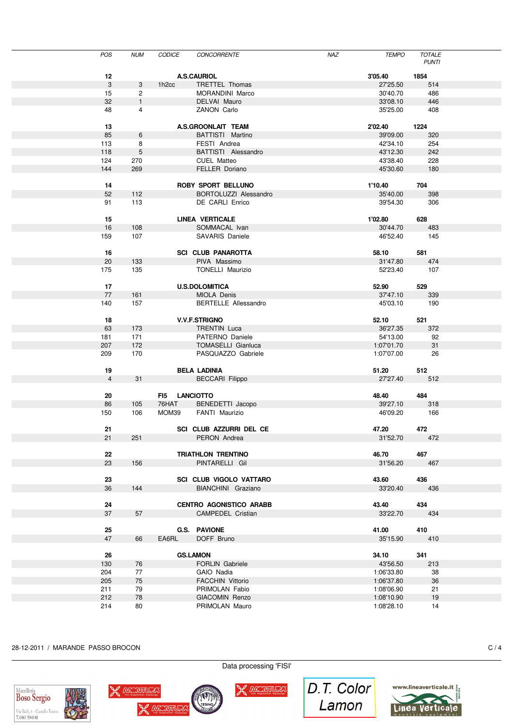| POS | NUM | CODICE | CONCORRENTE | NAZ | TEMPO | TOTALE PUNTI |
|---|---|---|---|---|---|---|
| **12** | | | **A.S.CAURIOL** | | **3'05.40** | **1854** |
| 3 | 3 | 1h2cc | TRETTEL Thomas | | 27'25.50 | 514 |
| 15 | 2 | | MORANDINI Marco | | 30'40.70 | 486 |
| 32 | 1 | | DELVAI Mauro | | 33'08.10 | 446 |
| 48 | 4 | | ZANON Carlo | | 35'25.00 | 408 |
| **13** | | | **A.S.GROONLAIT TEAM** | | **2'02.40** | **1224** |
| 85 | 6 | | BATTISTI Martino | | 39'09.00 | 320 |
| 113 | 8 | | FESTI Andrea | | 42'34.10 | 254 |
| 118 | 5 | | BATTISTI Alessandro | | 43'12.30 | 242 |
| 124 | 270 | | CUEL Matteo | | 43'38.40 | 228 |
| 144 | 269 | | FELLER Doriano | | 45'30.60 | 180 |
| **14** | | | **ROBY SPORT BELLUNO** | | **1'10.40** | **704** |
| 52 | 112 | | BORTOLUZZI Alessandro | | 35'40.00 | 398 |
| 91 | 113 | | DE CARLI Enrico | | 39'54.30 | 306 |
| **15** | | | **LINEA VERTICALE** | | **1'02.80** | **628** |
| 16 | 108 | | SOMMACAL Ivan | | 30'44.70 | 483 |
| 159 | 107 | | SAVARIS Daniele | | 46'52.40 | 145 |
| **16** | | | **SCI CLUB PANAROTTA** | | **58.10** | **581** |
| 20 | 133 | | PIVA Massimo | | 31'47.80 | 474 |
| 175 | 135 | | TONELLI Maurizio | | 52'23.40 | 107 |
| **17** | | | **U.S.DOLOMITICA** | | **52.90** | **529** |
| 77 | 161 | | MIOLA Denis | | 37'47.10 | 339 |
| 140 | 157 | | BERTELLE Allessandro | | 45'03.10 | 190 |
| **18** | | | **V.V.F.STRIGNO** | | **52.10** | **521** |
| 63 | 173 | | TRENTIN Luca | | 36'27.35 | 372 |
| 181 | 171 | | PATERNO Daniele | | 54'13.00 | 92 |
| 207 | 172 | | TOMASELLI Gianluca | | 1:07'01.70 | 31 |
| 209 | 170 | | PASQUAZZO Gabriele | | 1:07'07.00 | 26 |
| **19** | | | **BELA LADINIA** | | **51.20** | **512** |
| 4 | 31 | | BECCARI Filippo | | 27'27.40 | 512 |
| **20** | | **FI5** | **LANCIOTTO** | | **48.40** | **484** |
| 86 | 105 | 76HAT | BENEDETTI Jacopo | | 39'27.10 | 318 |
| 150 | 106 | MOM39 | FANTI Maurizio | | 46'09.20 | 166 |
| **21** | | | **SCI CLUB AZZURRI DEL CE** | | **47.20** | **472** |
| 21 | 251 | | PERON Andrea | | 31'52.70 | 472 |
| **22** | | | **TRIATHLON TRENTINO** | | **46.70** | **467** |
| 23 | 156 | | PINTARELLI Gil | | 31'56.20 | 467 |
| **23** | | | **SCI CLUB VIGOLO VATTARO** | | **43.60** | **436** |
| 36 | 144 | | BIANCHINI Graziano | | 33'20.40 | 436 |
| **24** | | | **CENTRO AGONISTICO ARABB** | | **43.40** | **434** |
| 37 | 57 | | CAMPEDEL Cristian | | 33'22.70 | 434 |
| **25** | | | **G.S. PAVIONE** | | **41.00** | **410** |
| 47 | 66 | EA6RL | DOFF Bruno | | 35'15.90 | 410 |
| **26** | | | **GS.LAMON** | | **34.10** | **341** |
| 130 | 76 | | FORLIN Gabriele | | 43'56.50 | 213 |
| 204 | 77 | | GAIO Nadia | | 1:06'33.80 | 38 |
| 205 | 75 | | FACCHIN Vittorio | | 1:06'37.80 | 36 |
| 211 | 79 | | PRIMOLAN Fabio | | 1:08'06.90 | 21 |
| 212 | 78 | | GIACOMIN Renzo | | 1:08'10.90 | 19 |
| 214 | 80 | | PRIMOLAN Mauro | | 1:08'28.10 | 14 |

28-12-2011 / MARANDE PASSO BROCON

Data processing 'FISI'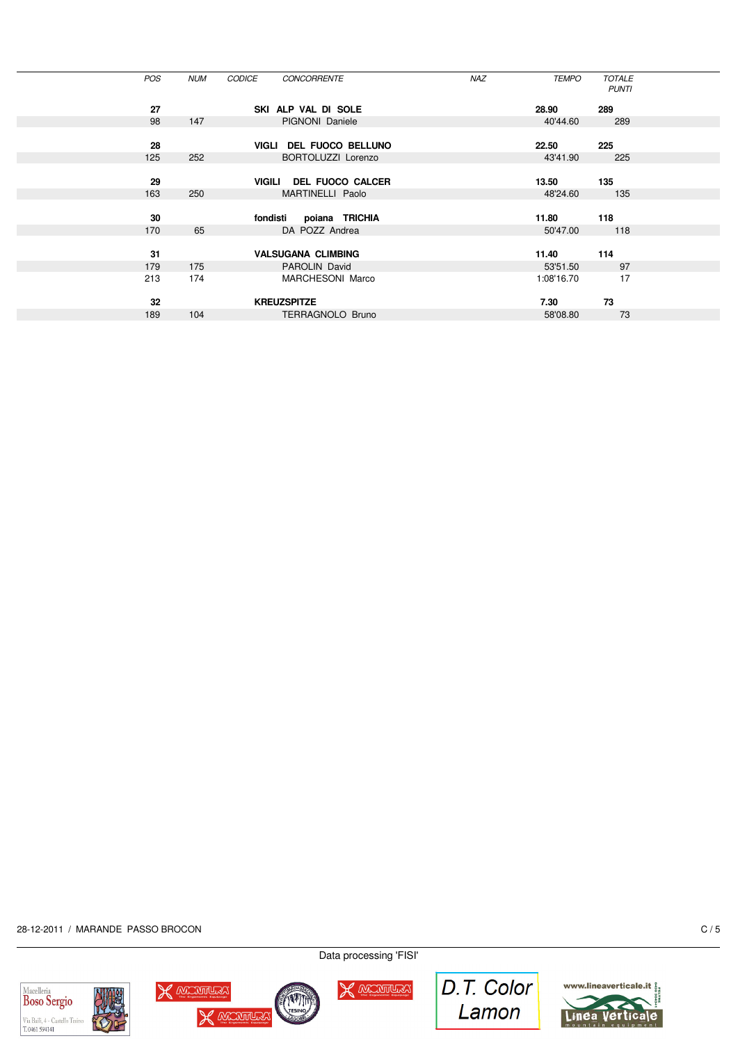| POS | NUM | CODICE | CONCORRENTE | NAZ | TEMPO | TOTALE PUNTI |
|---|---|---|---|---|---|---|
| **27** | | | **SKI ALP VAL DI SOLE** | | **28.90** | **289** |
| 98 | 147 | | PIGNONI Daniele | | 40'44.60 | 289 |
| **28** | | | **VIGLI DEL FUOCO BELLUNO** | | **22.50** | **225** |
| 125 | 252 | | BORTOLUZZI Lorenzo | | 43'41.90 | 225 |
| **29** | | | **VIGILI DEL FUOCO CALCER** | | **13.50** | **135** |
| 163 | 250 | | MARTINELLI Paolo | | 48'24.60 | 135 |
| **30** | | | **fondisti poiana TRICHIA** | | **11.80** | **118** |
| 170 | 65 | | DA POZZ Andrea | | 50'47.00 | 118 |
| **31** | | | **VALSUGANA CLIMBING** | | **11.40** | **114** |
| 179 | 175 | | PAROLIN David | | 53'51.50 | 97 |
| 213 | 174 | | MARCHESONI Marco | | 1:08'16.70 | 17 |
| **32** | | | **KREUZSPITZE** | | **7.30** | **73** |
| 189 | 104 | | TERRAGNOLO Bruno | | 58'08.80 | 73 |

28-12-2011 / MARANDE PASSO BROCON

Data processing 'FISI'